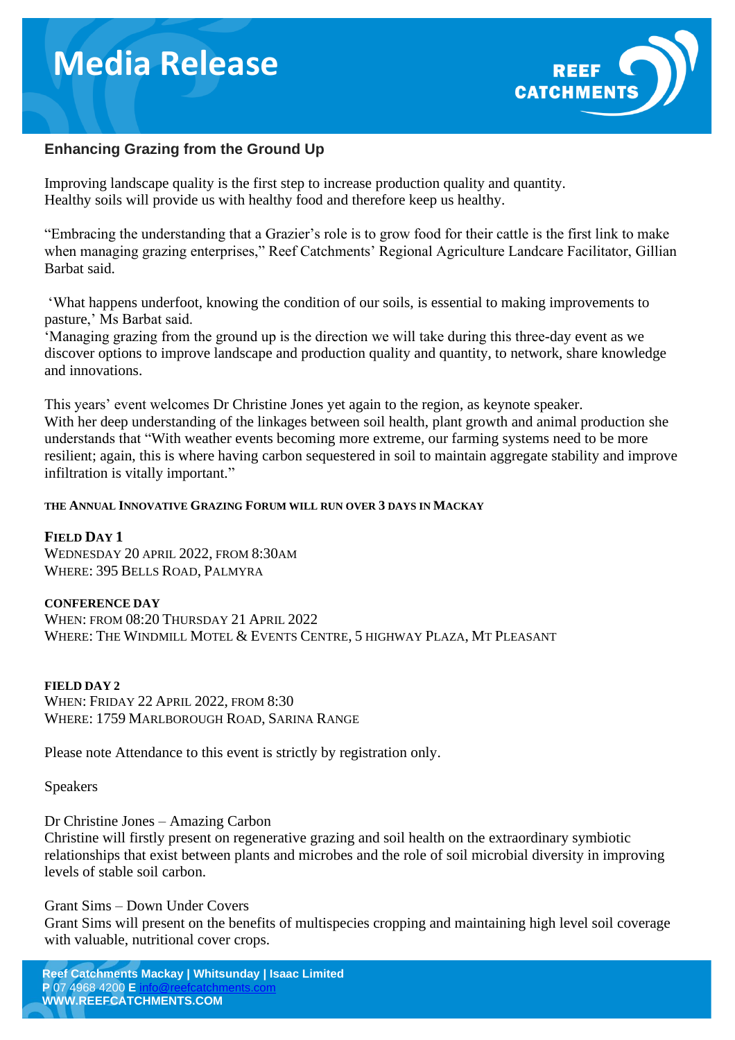# Media Release

## Enhancing Grazing from the Ground Up

Improving landscape quality is the first step to increase production quality and quantity.
Healthy soils will provide us with healthy food and therefore keep us healthy.

"Embracing the understanding that a Grazier's role is to grow food for their cattle is the first link to make when managing grazing enterprises," Reef Catchments' Regional Agriculture Landcare Facilitator, Gillian Barbat said.

'What happens underfoot, knowing the condition of our soils, is essential to making improvements to pasture,' Ms Barbat said.
'Managing grazing from the ground up is the direction we will take during this three-day event as we discover options to improve landscape and production quality and quantity, to network, share knowledge and innovations.

This years' event welcomes Dr Christine Jones yet again to the region, as keynote speaker.
With her deep understanding of the linkages between soil health, plant growth and animal production she understands that "With weather events becoming more extreme, our farming systems need to be more resilient; again, this is where having carbon sequestered in soil to maintain aggregate stability and improve infiltration is vitally important."

**THE ANNUAL INNOVATIVE GRAZING FORUM WILL RUN OVER 3 DAYS IN MACKAY**

**FIELD DAY 1**
WEDNESDAY 20 APRIL 2022, FROM 8:30AM
WHERE: 395 BELLS ROAD, PALMYRA

**CONFERENCE DAY**
WHEN: FROM 08:20 THURSDAY 21 APRIL 2022
WHERE: THE WINDMILL MOTEL & EVENTS CENTRE, 5 HIGHWAY PLAZA, MT PLEASANT

**FIELD DAY 2**
WHEN: FRIDAY 22 APRIL 2022, FROM 8:30
WHERE: 1759 MARLBOROUGH ROAD, SARINA RANGE

Please note Attendance to this event is strictly by registration only.

Speakers

Dr Christine Jones – Amazing Carbon
Christine will firstly present on regenerative grazing and soil health on the extraordinary symbiotic relationships that exist between plants and microbes and the role of soil microbial diversity in improving levels of stable soil carbon.

Grant Sims – Down Under Covers
Grant Sims will present on the benefits of multispecies cropping and maintaining high level soil coverage with valuable, nutritional cover crops.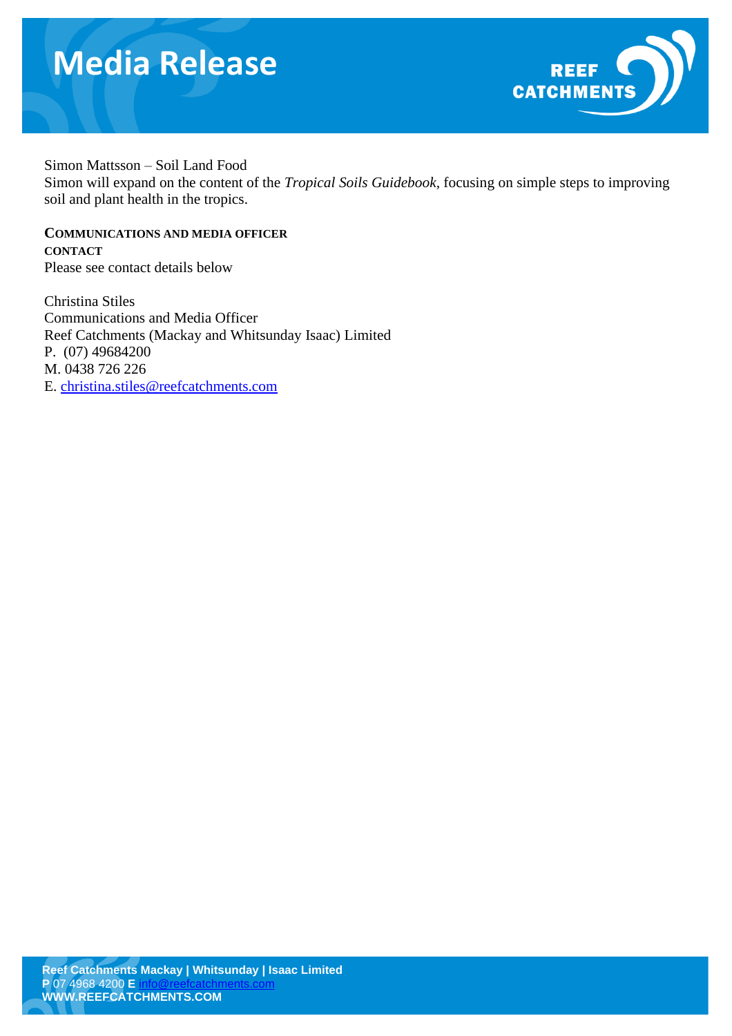Simon Mattsson – Soil Land Food
Simon will expand on the content of the *Tropical Soils Guidebook*, focusing on simple steps to improving soil and plant health in the tropics.

**COMMUNICATIONS AND MEDIA OFFICER CONTACT**
Please see contact details below

Christina Stiles
Communications and Media Officer
Reef Catchments (Mackay and Whitsunday Isaac) Limited
P. (07) 49684200
M. 0438 726 226
E. christina.stiles@reefcatchments.com